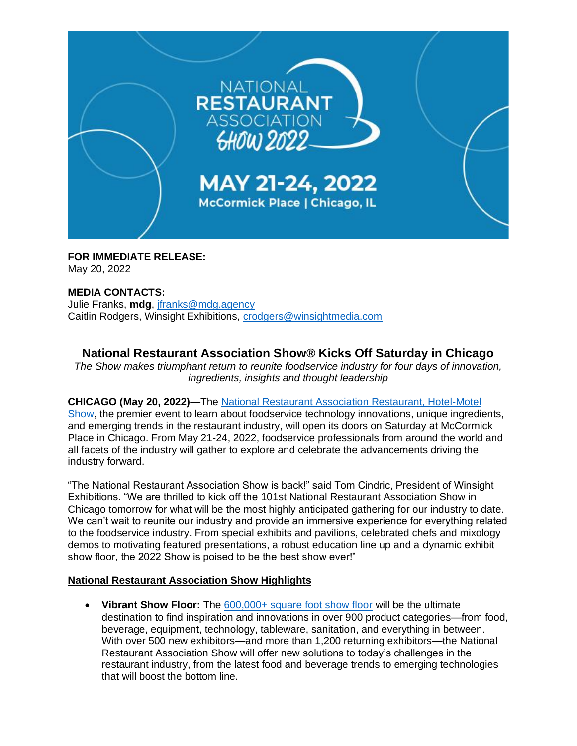NATIONAL RESTAURANT ASSOCIATION SHOW 2022

MAY 21-24, 2022
McCormick Place | Chicago, IL

**FOR IMMEDIATE RELEASE:**
May 20, 2022

**MEDIA CONTACTS:**
Julie Franks, **mdg**, [jfranks@mdg.agency](mailto:jfranks@mdg.agency)
Caitlin Rodgers, Winsight Exhibitions, [crodgers@winsightmedia.com](mailto:crodgers@winsightmedia.com)

## National Restaurant Association Show® Kicks Off Saturday in Chicago

*The Show makes triumphant return to reunite foodservice industry for four days of innovation, ingredients, insights and thought leadership*

**CHICAGO (May 20, 2022)—**The National Restaurant Association Restaurant, Hotel-Motel Show, the premier event to learn about foodservice technology innovations, unique ingredients, and emerging trends in the restaurant industry, will open its doors on Saturday at McCormick Place in Chicago. From May 21-24, 2022, foodservice professionals from around the world and all facets of the industry will gather to explore and celebrate the advancements driving the industry forward.

"The National Restaurant Association Show is back!" said Tom Cindric, President of Winsight Exhibitions. "We are thrilled to kick off the 101st National Restaurant Association Show in Chicago tomorrow for what will be the most highly anticipated gathering for our industry to date. We can't wait to reunite our industry and provide an immersive experience for everything related to the foodservice industry. From special exhibits and pavilions, celebrated chefs and mixology demos to motivating featured presentations, a robust education line up and a dynamic exhibit show floor, the 2022 Show is poised to be the best show ever!"

**National Restaurant Association Show Highlights**

- **Vibrant Show Floor:** The 600,000+ square foot show floor will be the ultimate destination to find inspiration and innovations in over 900 product categories—from food, beverage, equipment, technology, tableware, sanitation, and everything in between. With over 500 new exhibitors—and more than 1,200 returning exhibitors—the National Restaurant Association Show will offer new solutions to today's challenges in the restaurant industry, from the latest food and beverage trends to emerging technologies that will boost the bottom line.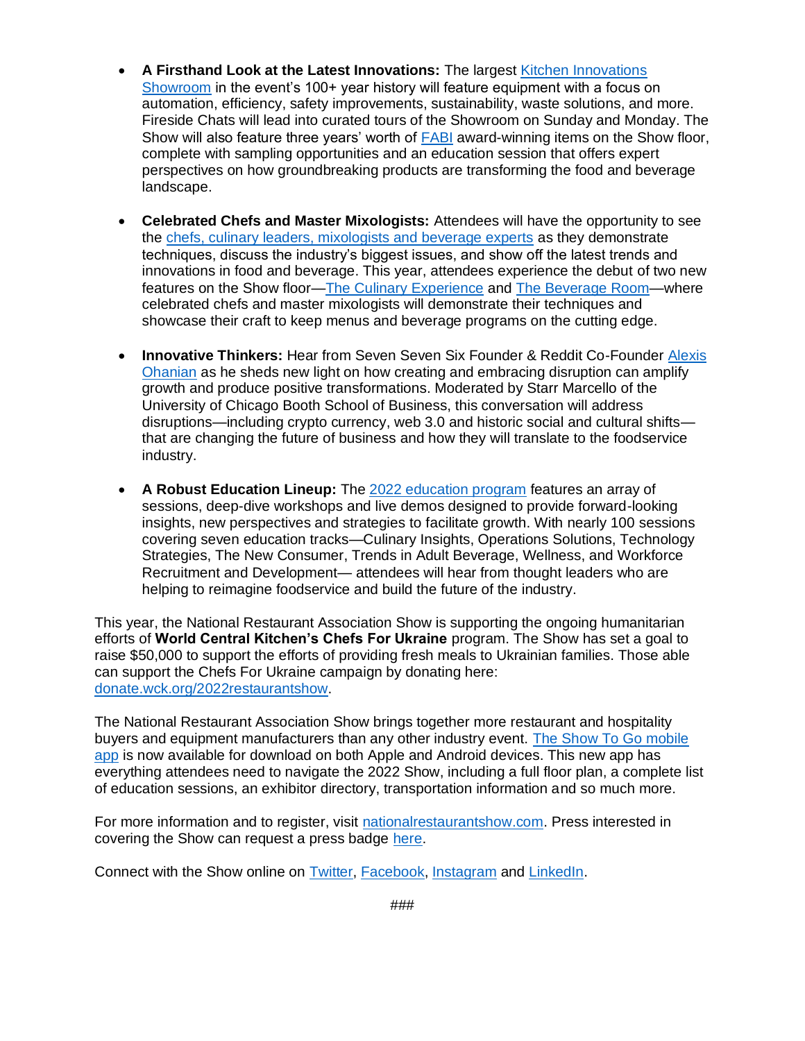- **A Firsthand Look at the Latest Innovations:** The largest Kitchen Innovations Showroom in the event's 100+ year history will feature equipment with a focus on automation, efficiency, safety improvements, sustainability, waste solutions, and more. Fireside Chats will lead into curated tours of the Showroom on Sunday and Monday. The Show will also feature three years' worth of FABI award-winning items on the Show floor, complete with sampling opportunities and an education session that offers expert perspectives on how groundbreaking products are transforming the food and beverage landscape.

- **Celebrated Chefs and Master Mixologists:** Attendees will have the opportunity to see the chefs, culinary leaders, mixologists and beverage experts as they demonstrate techniques, discuss the industry's biggest issues, and show off the latest trends and innovations in food and beverage. This year, attendees experience the debut of two new features on the Show floor—The Culinary Experience and The Beverage Room—where celebrated chefs and master mixologists will demonstrate their techniques and showcase their craft to keep menus and beverage programs on the cutting edge.

- **Innovative Thinkers:** Hear from Seven Seven Six Founder & Reddit Co-Founder Alexis Ohanian as he sheds new light on how creating and embracing disruption can amplify growth and produce positive transformations. Moderated by Starr Marcello of the University of Chicago Booth School of Business, this conversation will address disruptions—including crypto currency, web 3.0 and historic social and cultural shifts—that are changing the future of business and how they will translate to the foodservice industry.

- **A Robust Education Lineup:** The 2022 education program features an array of sessions, deep-dive workshops and live demos designed to provide forward-looking insights, new perspectives and strategies to facilitate growth. With nearly 100 sessions covering seven education tracks—Culinary Insights, Operations Solutions, Technology Strategies, The New Consumer, Trends in Adult Beverage, Wellness, and Workforce Recruitment and Development— attendees will hear from thought leaders who are helping to reimagine foodservice and build the future of the industry.

This year, the National Restaurant Association Show is supporting the ongoing humanitarian efforts of **World Central Kitchen's Chefs For Ukraine** program. The Show has set a goal to raise $50,000 to support the efforts of providing fresh meals to Ukrainian families. Those able can support the Chefs For Ukraine campaign by donating here: donate.wck.org/2022restaurantshow.

The National Restaurant Association Show brings together more restaurant and hospitality buyers and equipment manufacturers than any other industry event. The Show To Go mobile app is now available for download on both Apple and Android devices. This new app has everything attendees need to navigate the 2022 Show, including a full floor plan, a complete list of education sessions, an exhibitor directory, transportation information and so much more.

For more information and to register, visit nationalrestaurantshow.com. Press interested in covering the Show can request a press badge here.

Connect with the Show online on Twitter, Facebook, Instagram and LinkedIn.

###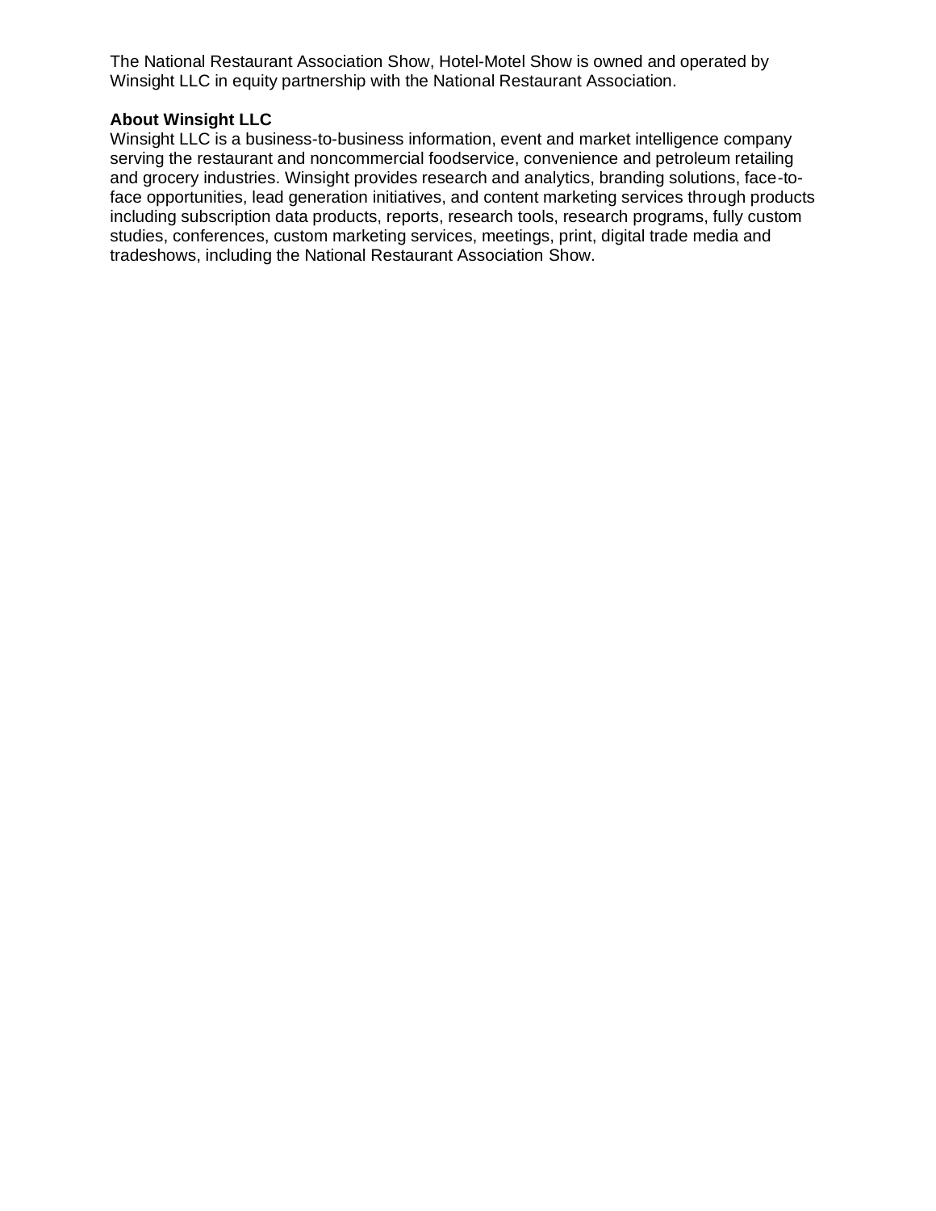The National Restaurant Association Show, Hotel-Motel Show is owned and operated by Winsight LLC in equity partnership with the National Restaurant Association.

**About Winsight LLC**

Winsight LLC is a business-to-business information, event and market intelligence company serving the restaurant and noncommercial foodservice, convenience and petroleum retailing and grocery industries. Winsight provides research and analytics, branding solutions, face-to-face opportunities, lead generation initiatives, and content marketing services through products including subscription data products, reports, research tools, research programs, fully custom studies, conferences, custom marketing services, meetings, print, digital trade media and tradeshows, including the National Restaurant Association Show.